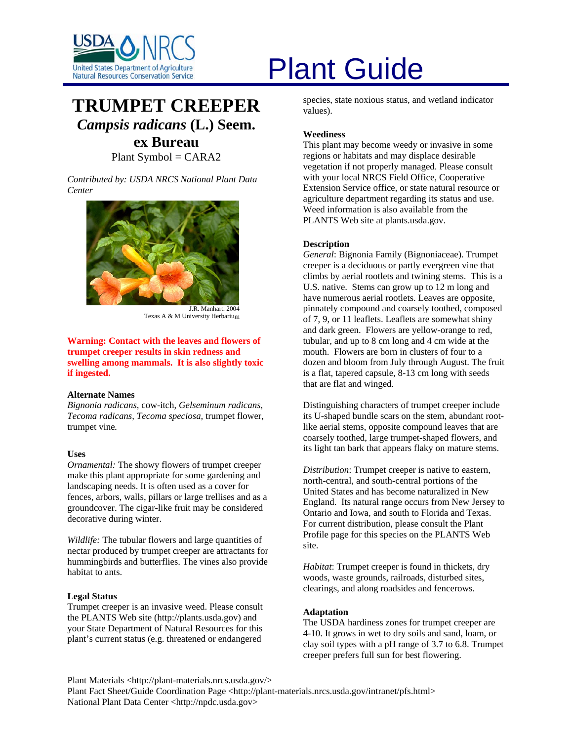# Plant Guide

## TRUMPET CREEPER
## *Campsis radicans* (L.) Seem. ex Bureau

Plant Symbol = CARA2

*Contributed by: USDA NRCS National Plant Data Center*

J.R. Manhart. 2004
Texas A & M University Herbarium

**Warning: Contact with the leaves and flowers of trumpet creeper results in skin redness and swelling among mammals. It is also slightly toxic if ingested.**

### Alternate Names

*Bignonia radicans*, cow-itch, *Gelseminum radicans*, *Tecoma radicans, Tecoma speciosa,* trumpet flower, trumpet vine.

### Uses

*Ornamental:* The showy flowers of trumpet creeper make this plant appropriate for some gardening and landscaping needs. It is often used as a cover for fences, arbors, walls, pillars or large trellises and as a groundcover. The cigar-like fruit may be considered decorative during winter.

*Wildlife:* The tubular flowers and large quantities of nectar produced by trumpet creeper are attractants for hummingbirds and butterflies. The vines also provide habitat to ants.

### Legal Status

Trumpet creeper is an invasive weed. Please consult the PLANTS Web site (http://plants.usda.gov) and your State Department of Natural Resources for this plant's current status (e.g. threatened or endangered species, state noxious status, and wetland indicator values).

### Weediness

This plant may become weedy or invasive in some regions or habitats and may displace desirable vegetation if not properly managed. Please consult with your local NRCS Field Office, Cooperative Extension Service office, or state natural resource or agriculture department regarding its status and use. Weed information is also available from the PLANTS Web site at plants.usda.gov.

### Description

*General*: Bignonia Family (Bignoniaceae). Trumpet creeper is a deciduous or partly evergreen vine that climbs by aerial rootlets and twining stems. This is a U.S. native. Stems can grow up to 12 m long and have numerous aerial rootlets. Leaves are opposite, pinnately compound and coarsely toothed, composed of 7, 9, or 11 leaflets. Leaflets are somewhat shiny and dark green. Flowers are yellow-orange to red, tubular, and up to 8 cm long and 4 cm wide at the mouth. Flowers are born in clusters of four to a dozen and bloom from July through August. The fruit is a flat, tapered capsule, 8-13 cm long with seeds that are flat and winged.

Distinguishing characters of trumpet creeper include its U-shaped bundle scars on the stem, abundant root-like aerial stems, opposite compound leaves that are coarsely toothed, large trumpet-shaped flowers, and its light tan bark that appears flaky on mature stems.

*Distribution*: Trumpet creeper is native to eastern, north-central, and south-central portions of the United States and has become naturalized in New England. Its natural range occurs from New Jersey to Ontario and Iowa, and south to Florida and Texas. For current distribution, please consult the Plant Profile page for this species on the PLANTS Web site.

*Habitat*: Trumpet creeper is found in thickets, dry woods, waste grounds, railroads, disturbed sites, clearings, and along roadsides and fencerows.

### Adaptation

The USDA hardiness zones for trumpet creeper are 4-10. It grows in wet to dry soils and sand, loam, or clay soil types with a pH range of 3.7 to 6.8. Trumpet creeper prefers full sun for best flowering.

Plant Materials <http://plant-materials.nrcs.usda.gov/>
Plant Fact Sheet/Guide Coordination Page <http://plant-materials.nrcs.usda.gov/intranet/pfs.html>
National Plant Data Center <http://npdc.usda.gov>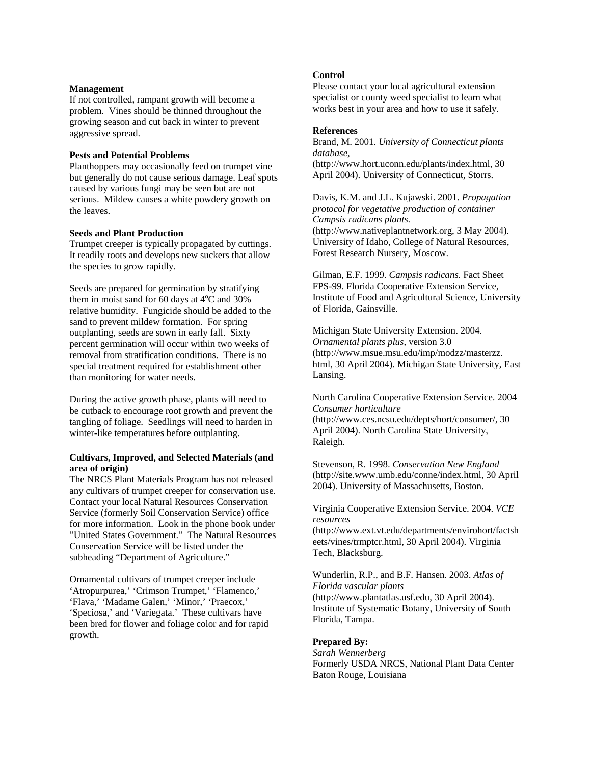## Management

If not controlled, rampant growth will become a problem. Vines should be thinned throughout the growing season and cut back in winter to prevent aggressive spread.

## Pests and Potential Problems

Planthoppers may occasionally feed on trumpet vine but generally do not cause serious damage. Leaf spots caused by various fungi may be seen but are not serious. Mildew causes a white powdery growth on the leaves.

## Seeds and Plant Production

Trumpet creeper is typically propagated by cuttings. It readily roots and develops new suckers that allow the species to grow rapidly.

Seeds are prepared for germination by stratifying them in moist sand for 60 days at 4ºC and 30% relative humidity. Fungicide should be added to the sand to prevent mildew formation. For spring outplanting, seeds are sown in early fall. Sixty percent germination will occur within two weeks of removal from stratification conditions. There is no special treatment required for establishment other than monitoring for water needs.

During the active growth phase, plants will need to be cutback to encourage root growth and prevent the tangling of foliage. Seedlings will need to harden in winter-like temperatures before outplanting.

## Cultivars, Improved, and Selected Materials (and area of origin)

The NRCS Plant Materials Program has not released any cultivars of trumpet creeper for conservation use. Contact your local Natural Resources Conservation Service (formerly Soil Conservation Service) office for more information. Look in the phone book under "United States Government." The Natural Resources Conservation Service will be listed under the subheading "Department of Agriculture."

Ornamental cultivars of trumpet creeper include 'Atropurpurea,' 'Crimson Trumpet,' 'Flamenco,' 'Flava,' 'Madame Galen,' 'Minor,' 'Praecox,' 'Speciosa,' and 'Variegata.' These cultivars have been bred for flower and foliage color and for rapid growth.

## Control

Please contact your local agricultural extension specialist or county weed specialist to learn what works best in your area and how to use it safely.

## References

Brand, M. 2001. *University of Connecticut plants database*, (http://www.hort.uconn.edu/plants/index.html, 30 April 2004). University of Connecticut, Storrs.

Davis, K.M. and J.L. Kujawski. 2001. *Propagation protocol for vegetative production of container Campsis radicans plants.* (http://www.nativeplantnetwork.org, 3 May 2004). University of Idaho, College of Natural Resources, Forest Research Nursery, Moscow.

Gilman, E.F. 1999. *Campsis radicans.* Fact Sheet FPS-99. Florida Cooperative Extension Service, Institute of Food and Agricultural Science, University of Florida, Gainsville.

Michigan State University Extension. 2004. *Ornamental plants plus*, version 3.0 (http://www.msue.msu.edu/imp/modzz/masterzz.html, 30 April 2004). Michigan State University, East Lansing.

North Carolina Cooperative Extension Service. 2004 *Consumer horticulture* (http://www.ces.ncsu.edu/depts/hort/consumer/, 30 April 2004). North Carolina State University, Raleigh.

Stevenson, R. 1998. *Conservation New England* (http://site.www.umb.edu/conne/index.html, 30 April 2004). University of Massachusetts, Boston.

Virginia Cooperative Extension Service. 2004. *VCE resources* (http://www.ext.vt.edu/departments/envirohort/factsheets/vines/trmptcr.html, 30 April 2004). Virginia Tech, Blacksburg.

Wunderlin, R.P., and B.F. Hansen. 2003. *Atlas of Florida vascular plants* (http://www.plantatlas.usf.edu, 30 April 2004). Institute of Systematic Botany, University of South Florida, Tampa.

## Prepared By:

*Sarah Wennerberg*
Formerly USDA NRCS, National Plant Data Center
Baton Rouge, Louisiana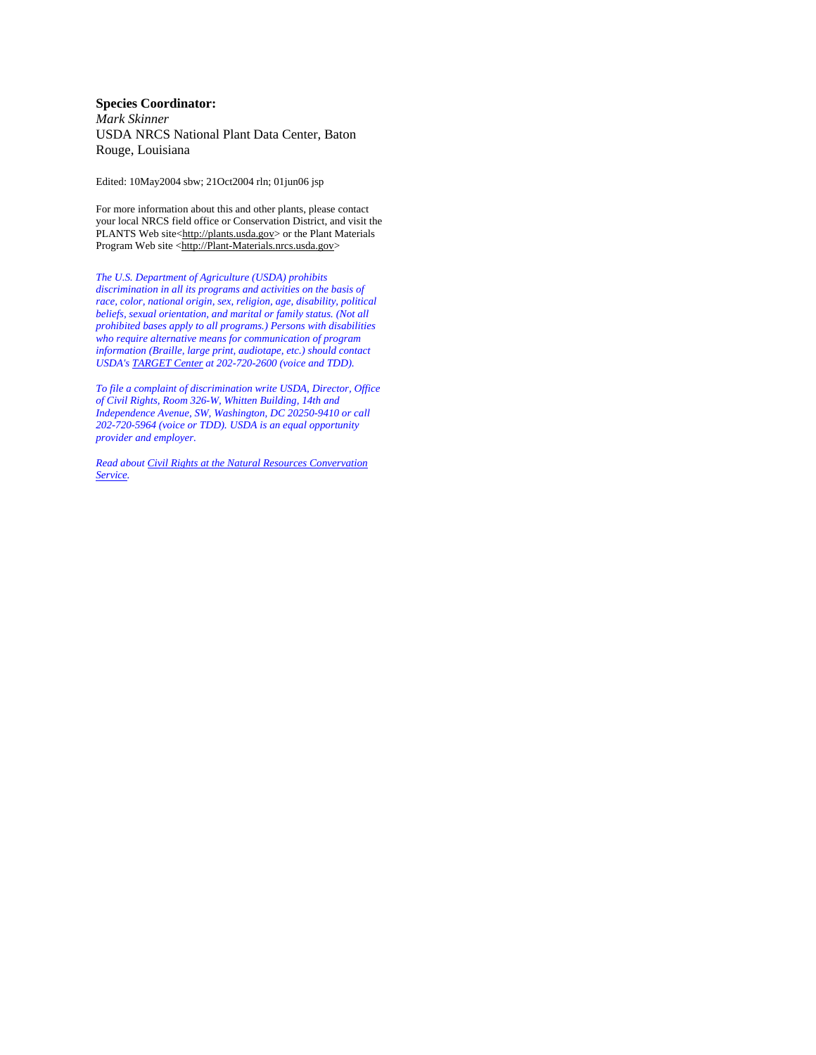**Species Coordinator:**
*Mark Skinner*
USDA NRCS National Plant Data Center, Baton Rouge, Louisiana

Edited: 10May2004 sbw; 21Oct2004 rln; 01jun06 jsp

For more information about this and other plants, please contact your local NRCS field office or Conservation District, and visit the PLANTS Web site<http://plants.usda.gov> or the Plant Materials Program Web site <http://Plant-Materials.nrcs.usda.gov>

*The U.S. Department of Agriculture (USDA) prohibits discrimination in all its programs and activities on the basis of race, color, national origin, sex, religion, age, disability, political beliefs, sexual orientation, and marital or family status. (Not all prohibited bases apply to all programs.) Persons with disabilities who require alternative means for communication of program information (Braille, large print, audiotape, etc.) should contact USDA's TARGET Center at 202-720-2600 (voice and TDD).*

*To file a complaint of discrimination write USDA, Director, Office of Civil Rights, Room 326-W, Whitten Building, 14th and Independence Avenue, SW, Washington, DC 20250-9410 or call 202-720-5964 (voice or TDD). USDA is an equal opportunity provider and employer.*

*Read about Civil Rights at the Natural Resources Convervation Service.*